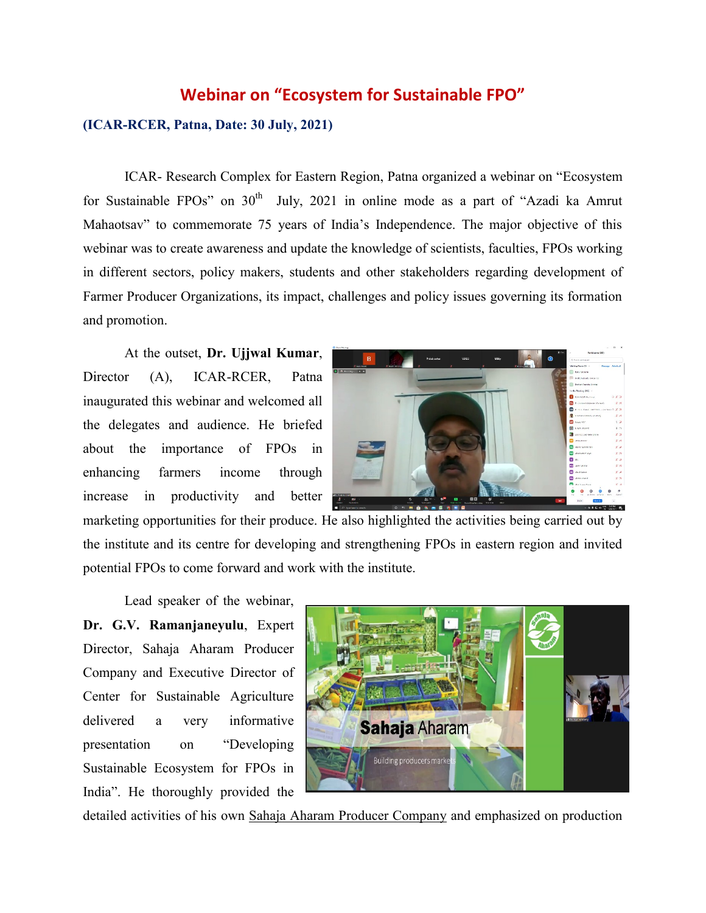# Webinar on "Ecosystem for Sustainable FPO"

**(ICAR-RCER, Patna, Date: 30 July, 2021)**

ICAR- Research Complex for Eastern Region, Patna organized a webinar on "Ecosystem for Sustainable FPOs" on 30th July, 2021 in online mode as a part of "Azadi ka Amrut Mahaotsav" to commemorate 75 years of India's Independence. The major objective of this webinar was to create awareness and update the knowledge of scientists, faculties, FPOs working in different sectors, policy makers, students and other stakeholders regarding development of Farmer Producer Organizations, its impact, challenges and policy issues governing its formation and promotion.

At the outset, **Dr. Ujjwal Kumar**, Director (A), ICAR-RCER, Patna inaugurated this webinar and welcomed all the delegates and audience. He briefed about the importance of FPOs in enhancing farmers income through increase in productivity and better marketing opportunities for their produce. He also highlighted the activities being carried out by the institute and its centre for developing and strengthening FPOs in eastern region and invited potential FPOs to come forward and work with the institute.

Lead speaker of the webinar, **Dr. G.V. Ramanjaneyulu**, Expert Director, Sahaja Aharam Producer Company and Executive Director of Center for Sustainable Agriculture delivered a very informative presentation on "Developing Sustainable Ecosystem for FPOs in India". He thoroughly provided the detailed activities of his own Sahaja Aharam Producer Company and emphasized on production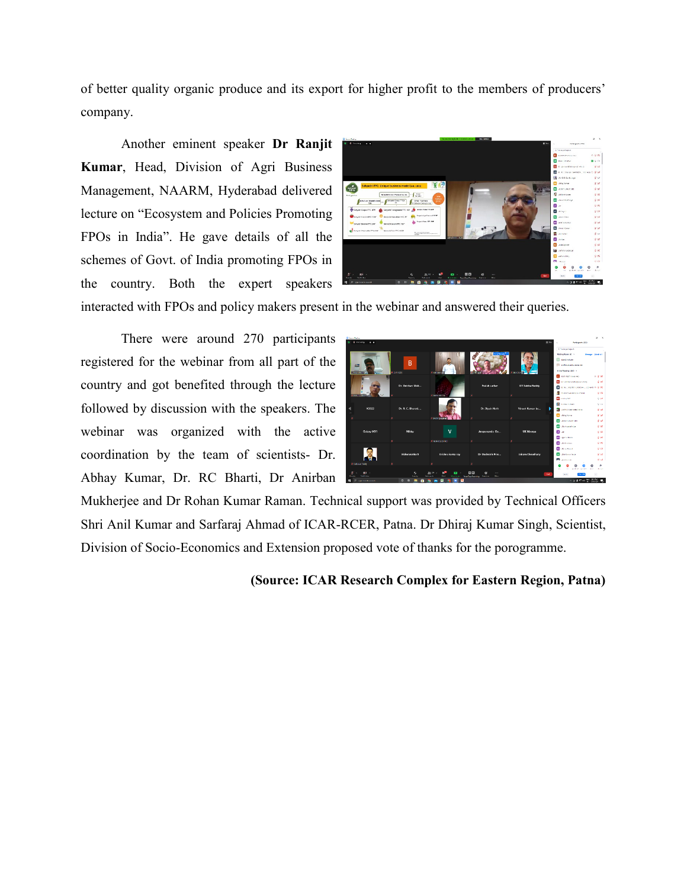of better quality organic produce and its export for higher profit to the members of producers' company.

Another eminent speaker **Dr Ranjit Kumar**, Head, Division of Agri Business Management, NAARM, Hyderabad delivered lecture on "Ecosystem and Policies Promoting FPOs in India". He gave details of all the schemes of Govt. of India promoting FPOs in the country. Both the expert speakers interacted with FPOs and policy makers present in the webinar and answered their queries.

There were around 270 participants registered for the webinar from all part of the country and got benefited through the lecture followed by discussion with the speakers. The webinar was organized with the active coordination by the team of scientists- Dr. Abhay Kumar, Dr. RC Bharti, Dr Anirban Mukherjee and Dr Rohan Kumar Raman. Technical support was provided by Technical Officers Shri Anil Kumar and Sarfaraj Ahmad of ICAR-RCER, Patna. Dr Dhiraj Kumar Singh, Scientist, Division of Socio-Economics and Extension proposed vote of thanks for the porogramme.

**(Source: ICAR Research Complex for Eastern Region, Patna)**